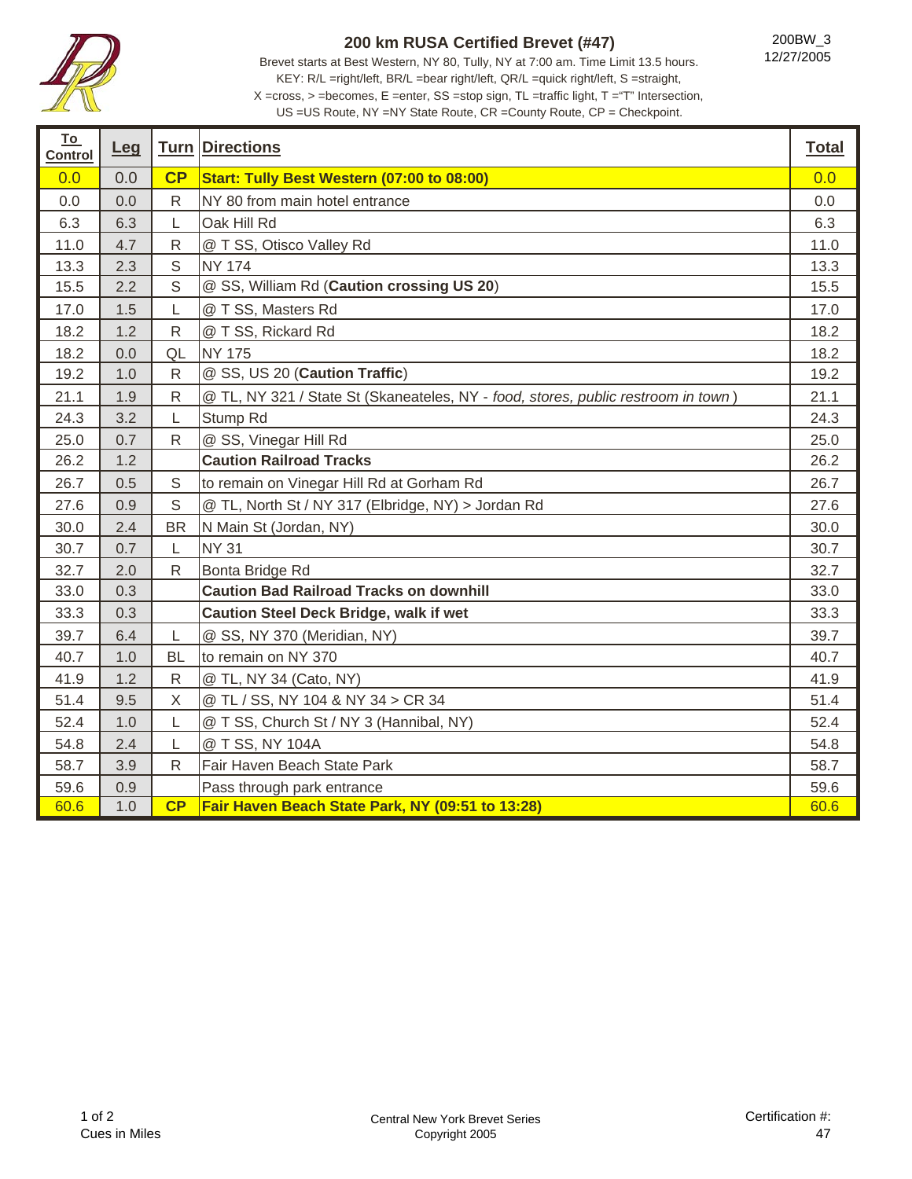# 200 km RUSA Certified Brevet (#47)

200BW_3
12/27/2005

Brevet starts at Best Western, NY 80, Tully, NY at 7:00 am. Time Limit 13.5 hours.
KEY: R/L =right/left, BR/L =bear right/left, QR/L =quick right/left, S =straight,
X =cross, > =becomes, E =enter, SS =stop sign, TL =traffic light, T ="T" Intersection,
US =US Route, NY =NY State Route, CR =County Route, CP = Checkpoint.

| To Control | Leg | Turn | Directions | Total |
|---|---|---|---|---|
| 0.0 | 0.0 | **CP** | **Start: Tully Best Western (07:00 to 08:00)** | 0.0 |
| 0.0 | 0.0 | R | NY 80 from main hotel entrance | 0.0 |
| 6.3 | 6.3 | L | Oak Hill Rd | 6.3 |
| 11.0 | 4.7 | R | @ T SS, Otisco Valley Rd | 11.0 |
| 13.3 | 2.3 | S | NY 174 | 13.3 |
| 15.5 | 2.2 | S | @ SS, William Rd (**Caution crossing US 20**) | 15.5 |
| 17.0 | 1.5 | L | @ T SS, Masters Rd | 17.0 |
| 18.2 | 1.2 | R | @ T SS, Rickard Rd | 18.2 |
| 18.2 | 0.0 | QL | NY 175 | 18.2 |
| 19.2 | 1.0 | R | @ SS, US 20 (**Caution Traffic**) | 19.2 |
| 21.1 | 1.9 | R | @ TL, NY 321 / State St (Skaneateles, NY - *food, stores, public restroom in town*) | 21.1 |
| 24.3 | 3.2 | L | Stump Rd | 24.3 |
| 25.0 | 0.7 | R | @ SS, Vinegar Hill Rd | 25.0 |
| 26.2 | 1.2 | | **Caution Railroad Tracks** | 26.2 |
| 26.7 | 0.5 | S | to remain on Vinegar Hill Rd at Gorham Rd | 26.7 |
| 27.6 | 0.9 | S | @ TL, North St / NY 317 (Elbridge, NY) > Jordan Rd | 27.6 |
| 30.0 | 2.4 | BR | N Main St (Jordan, NY) | 30.0 |
| 30.7 | 0.7 | L | NY 31 | 30.7 |
| 32.7 | 2.0 | R | Bonta Bridge Rd | 32.7 |
| 33.0 | 0.3 | | **Caution Bad Railroad Tracks on downhill** | 33.0 |
| 33.3 | 0.3 | | **Caution Steel Deck Bridge, walk if wet** | 33.3 |
| 39.7 | 6.4 | L | @ SS, NY 370 (Meridian, NY) | 39.7 |
| 40.7 | 1.0 | BL | to remain on NY 370 | 40.7 |
| 41.9 | 1.2 | R | @ TL, NY 34 (Cato, NY) | 41.9 |
| 51.4 | 9.5 | X | @ TL / SS, NY 104 & NY 34 > CR 34 | 51.4 |
| 52.4 | 1.0 | L | @ T SS, Church St / NY 3 (Hannibal, NY) | 52.4 |
| 54.8 | 2.4 | L | @ T SS, NY 104A | 54.8 |
| 58.7 | 3.9 | R | Fair Haven Beach State Park | 58.7 |
| 59.6 | 0.9 | | Pass through park entrance | 59.6 |
| 60.6 | 1.0 | **CP** | **Fair Haven Beach State Park, NY (09:51 to 13:28)** | 60.6 |

Cues in Miles

Central New York Brevet Series
Copyright 2005

Certification #:
47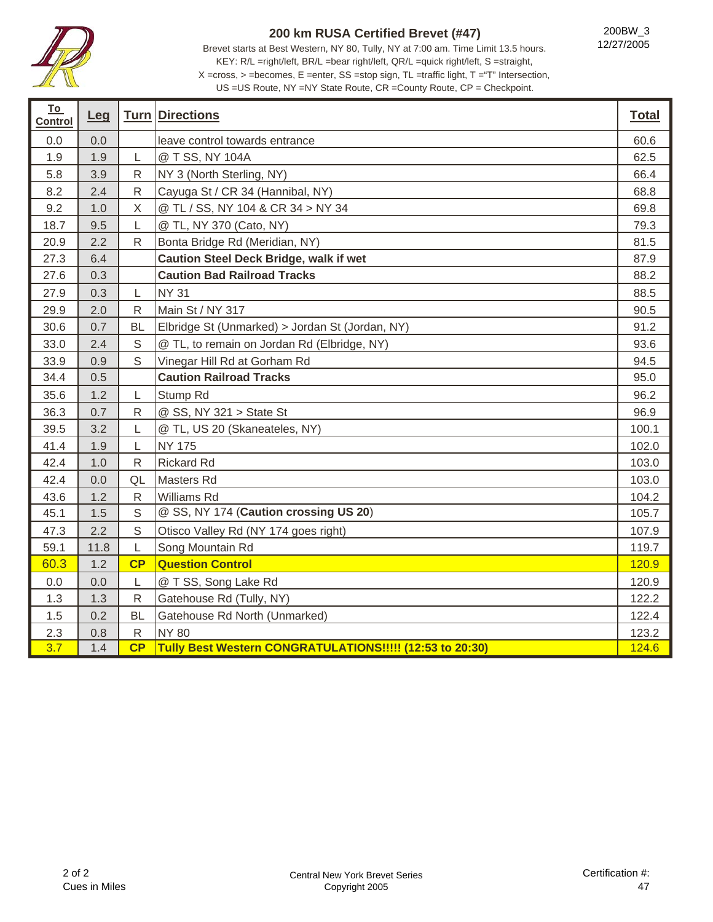# 200 km RUSA Certified Brevet (#47)

200BW_3
12/27/2005

Brevet starts at Best Western, NY 80, Tully, NY at 7:00 am. Time Limit 13.5 hours.
KEY: R/L =right/left, BR/L =bear right/left, QR/L =quick right/left, S =straight,
X =cross, > =becomes, E =enter, SS =stop sign, TL =traffic light, T ="T" Intersection,
US =US Route, NY =NY State Route, CR =County Route, CP = Checkpoint.

| To Control | Leg | Turn | Directions | Total |
|---|---|---|---|---|
| 0.0 | 0.0 | | leave control towards entrance | 60.6 |
| 1.9 | 1.9 | L | @ T SS, NY 104A | 62.5 |
| 5.8 | 3.9 | R | NY 3 (North Sterling, NY) | 66.4 |
| 8.2 | 2.4 | R | Cayuga St / CR 34 (Hannibal, NY) | 68.8 |
| 9.2 | 1.0 | X | @ TL / SS, NY 104 & CR 34 > NY 34 | 69.8 |
| 18.7 | 9.5 | L | @ TL, NY 370 (Cato, NY) | 79.3 |
| 20.9 | 2.2 | R | Bonta Bridge Rd (Meridian, NY) | 81.5 |
| 27.3 | 6.4 | | **Caution Steel Deck Bridge, walk if wet** | 87.9 |
| 27.6 | 0.3 | | **Caution Bad Railroad Tracks** | 88.2 |
| 27.9 | 0.3 | L | NY 31 | 88.5 |
| 29.9 | 2.0 | R | Main St / NY 317 | 90.5 |
| 30.6 | 0.7 | BL | Elbridge St (Unmarked) > Jordan St (Jordan, NY) | 91.2 |
| 33.0 | 2.4 | S | @ TL, to remain on Jordan Rd (Elbridge, NY) | 93.6 |
| 33.9 | 0.9 | S | Vinegar Hill Rd at Gorham Rd | 94.5 |
| 34.4 | 0.5 | | **Caution Railroad Tracks** | 95.0 |
| 35.6 | 1.2 | L | Stump Rd | 96.2 |
| 36.3 | 0.7 | R | @ SS, NY 321 > State St | 96.9 |
| 39.5 | 3.2 | L | @ TL, US 20 (Skaneateles, NY) | 100.1 |
| 41.4 | 1.9 | L | NY 175 | 102.0 |
| 42.4 | 1.0 | R | Rickard Rd | 103.0 |
| 42.4 | 0.0 | QL | Masters Rd | 103.0 |
| 43.6 | 1.2 | R | Williams Rd | 104.2 |
| 45.1 | 1.5 | S | @ SS, NY 174 (**Caution crossing US 20**) | 105.7 |
| 47.3 | 2.2 | S | Otisco Valley Rd (NY 174 goes right) | 107.9 |
| 59.1 | 11.8 | L | Song Mountain Rd | 119.7 |
| 60.3 | 1.2 | **CP** | **Question Control** | 120.9 |
| 0.0 | 0.0 | L | @ T SS, Song Lake Rd | 120.9 |
| 1.3 | 1.3 | R | Gatehouse Rd (Tully, NY) | 122.2 |
| 1.5 | 0.2 | BL | Gatehouse Rd North (Unmarked) | 122.4 |
| 2.3 | 0.8 | R | NY 80 | 123.2 |
| 3.7 | 1.4 | **CP** | **Tully Best Western CONGRATULATIONS!!!!! (12:53 to 20:30)** | 124.6 |

Cues in Miles

Central New York Brevet Series
Copyright 2005

Certification #: 47